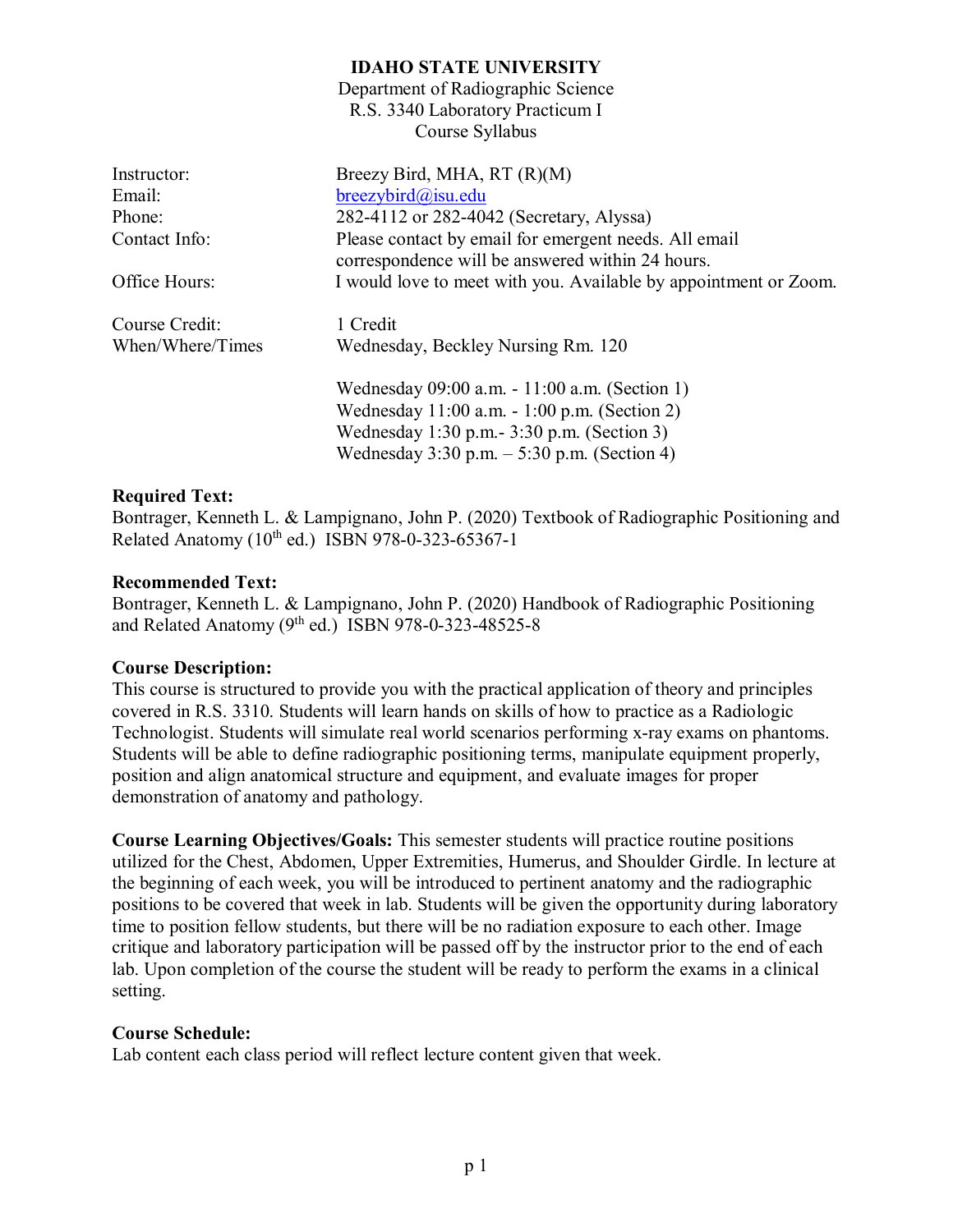**IDAHO STATE UNIVERSITY**

Department of Radiographic Science
R.S. 3340 Laboratory Practicum I
Course Syllabus

| | |
|---|---|
| Instructor: | Breezy Bird, MHA, RT (R)(M) |
| Email: | breezybird@isu.edu |
| Phone: | 282-4112 or 282-4042 (Secretary, Alyssa) |
| Contact Info: | Please contact by email for emergent needs. All email correspondence will be answered within 24 hours. |
| Office Hours: | I would love to meet with you. Available by appointment or Zoom. |
| Course Credit: | 1 Credit |
| When/Where/Times | Wednesday, Beckley Nursing Rm. 120 |
| | Wednesday 09:00 a.m. - 11:00 a.m. (Section 1) |
| | Wednesday 11:00 a.m. - 1:00 p.m. (Section 2) |
| | Wednesday 1:30 p.m.- 3:30 p.m. (Section 3) |
| | Wednesday 3:30 p.m. – 5:30 p.m. (Section 4) |

**Required Text:**
Bontrager, Kenneth L. & Lampignano, John P. (2020) Textbook of Radiographic Positioning and Related Anatomy (10th ed.) ISBN 978-0-323-65367-1

**Recommended Text:**
Bontrager, Kenneth L. & Lampignano, John P. (2020) Handbook of Radiographic Positioning and Related Anatomy (9th ed.) ISBN 978-0-323-48525-8

**Course Description:**
This course is structured to provide you with the practical application of theory and principles covered in R.S. 3310. Students will learn hands on skills of how to practice as a Radiologic Technologist. Students will simulate real world scenarios performing x-ray exams on phantoms. Students will be able to define radiographic positioning terms, manipulate equipment properly, position and align anatomical structure and equipment, and evaluate images for proper demonstration of anatomy and pathology.

**Course Learning Objectives/Goals:** This semester students will practice routine positions utilized for the Chest, Abdomen, Upper Extremities, Humerus, and Shoulder Girdle. In lecture at the beginning of each week, you will be introduced to pertinent anatomy and the radiographic positions to be covered that week in lab. Students will be given the opportunity during laboratory time to position fellow students, but there will be no radiation exposure to each other. Image critique and laboratory participation will be passed off by the instructor prior to the end of each lab. Upon completion of the course the student will be ready to perform the exams in a clinical setting.

**Course Schedule:**
Lab content each class period will reflect lecture content given that week.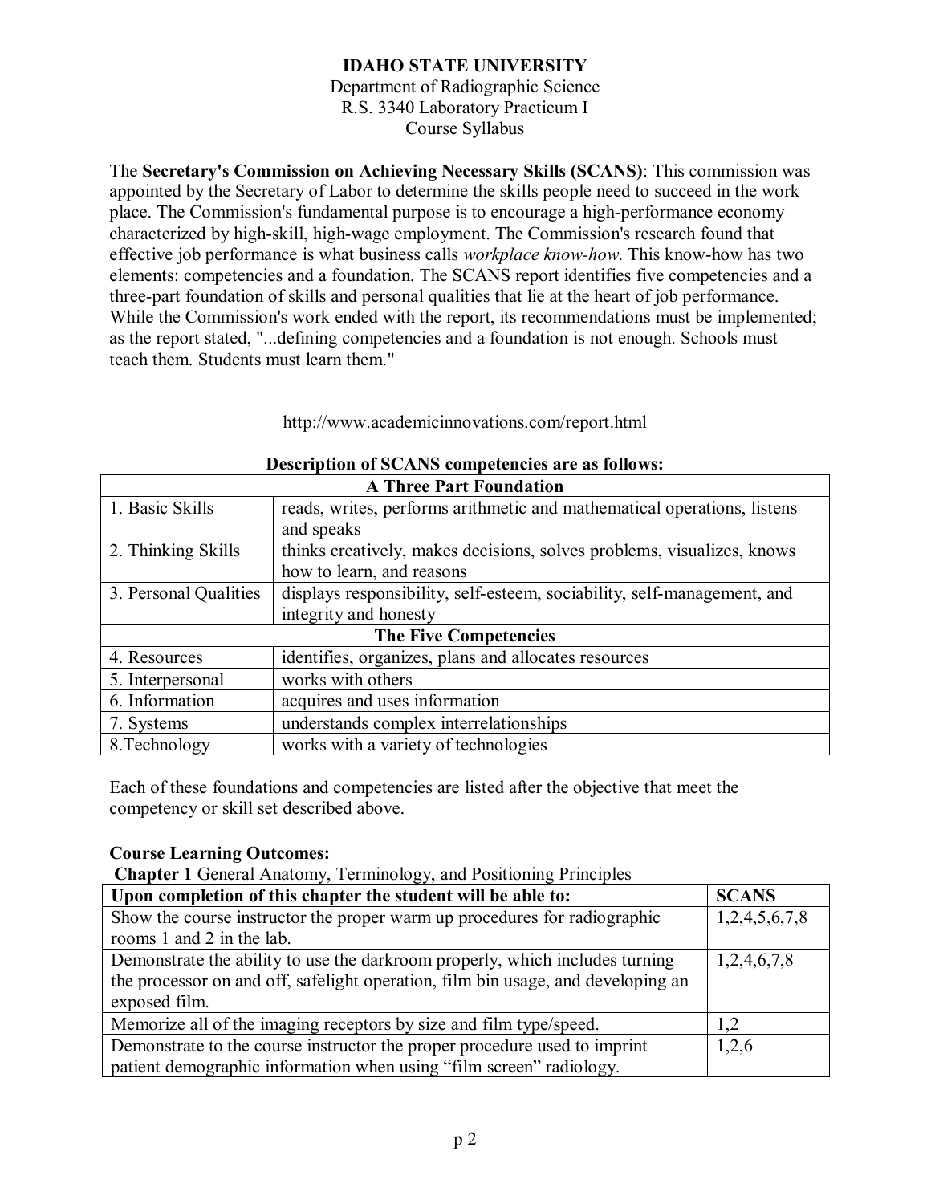**IDAHO STATE UNIVERSITY**
Department of Radiographic Science
R.S. 3340 Laboratory Practicum I
Course Syllabus

The **Secretary's Commission on Achieving Necessary Skills (SCANS)**: This commission was appointed by the Secretary of Labor to determine the skills people need to succeed in the work place. The Commission's fundamental purpose is to encourage a high-performance economy characterized by high-skill, high-wage employment. The Commission's research found that effective job performance is what business calls *workplace know-how*. This know-how has two elements: competencies and a foundation. The SCANS report identifies five competencies and a three-part foundation of skills and personal qualities that lie at the heart of job performance. While the Commission's work ended with the report, its recommendations must be implemented; as the report stated, "...defining competencies and a foundation is not enough. Schools must teach them. Students must learn them."

http://www.academicinnovations.com/report.html

**Description of SCANS competencies are as follows:**

| **A Three Part Foundation** | |
|---|---|
| 1. Basic Skills | reads, writes, performs arithmetic and mathematical operations, listens and speaks |
| 2. Thinking Skills | thinks creatively, makes decisions, solves problems, visualizes, knows how to learn, and reasons |
| 3. Personal Qualities | displays responsibility, self-esteem, sociability, self-management, and integrity and honesty |
| **The Five Competencies** | |
| 4. Resources | identifies, organizes, plans and allocates resources |
| 5. Interpersonal | works with others |
| 6. Information | acquires and uses information |
| 7. Systems | understands complex interrelationships |
| 8.Technology | works with a variety of technologies |

Each of these foundations and competencies are listed after the objective that meet the competency or skill set described above.

**Course Learning Outcomes:**

**Chapter 1** General Anatomy, Terminology, and Positioning Principles

| **Upon completion of this chapter the student will be able to:** | **SCANS** |
|---|---|
| Show the course instructor the proper warm up procedures for radiographic rooms 1 and 2 in the lab. | 1,2,4,5,6,7,8 |
| Demonstrate the ability to use the darkroom properly, which includes turning the processor on and off, safelight operation, film bin usage, and developing an exposed film. | 1,2,4,6,7,8 |
| Memorize all of the imaging receptors by size and film type/speed. | 1,2 |
| Demonstrate to the course instructor the proper procedure used to imprint patient demographic information when using "film screen" radiology. | 1,2,6 |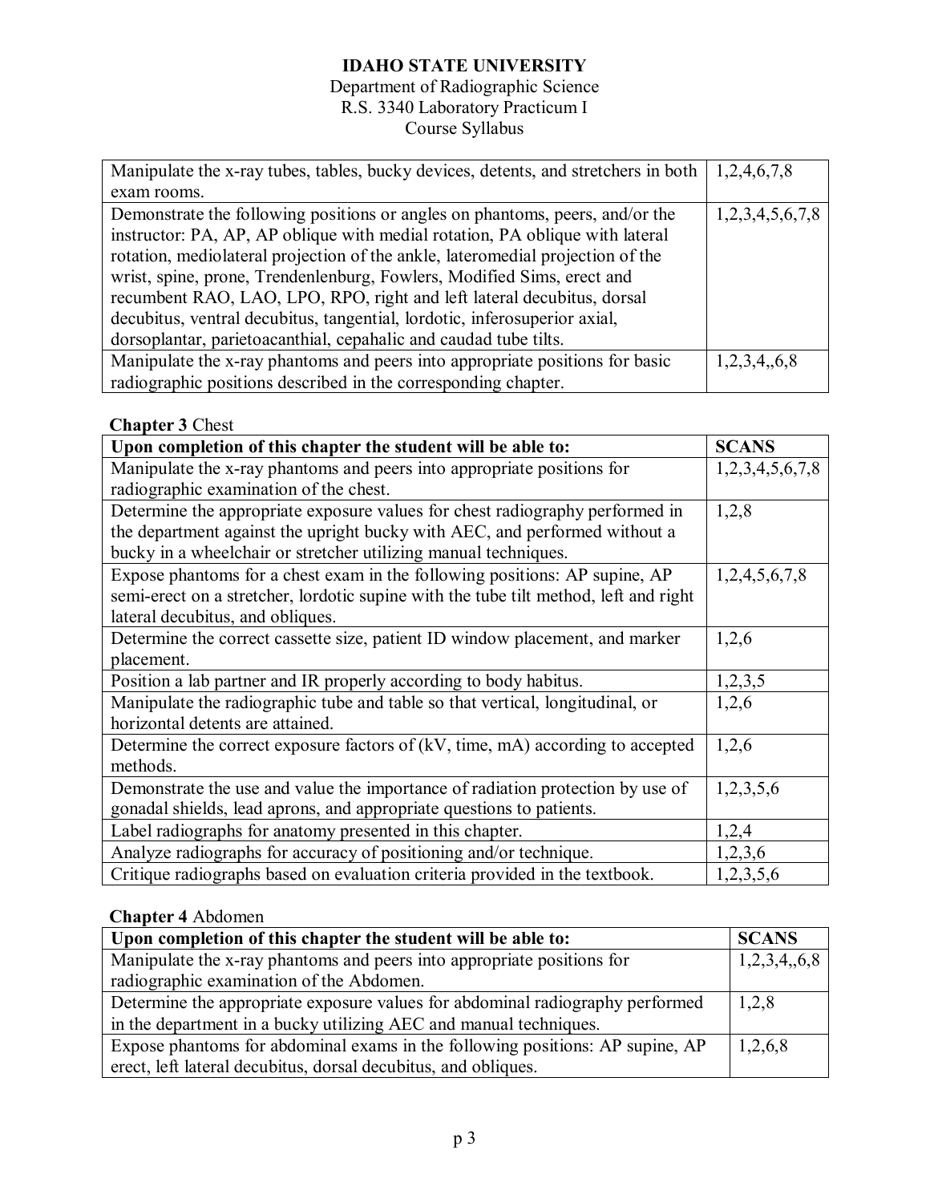# IDAHO STATE UNIVERSITY

Department of Radiographic Science
R.S. 3340 Laboratory Practicum I
Course Syllabus

| | |
|---|---|
| Manipulate the x-ray tubes, tables, bucky devices, detents, and stretchers in both exam rooms. | 1,2,4,6,7,8 |
| Demonstrate the following positions or angles on phantoms, peers, and/or the instructor: PA, AP, AP oblique with medial rotation, PA oblique with lateral rotation, mediolateral projection of the ankle, lateromedial projection of the wrist, spine, prone, Trendenlenburg, Fowlers, Modified Sims, erect and recumbent RAO, LAO, LPO, RPO, right and left lateral decubitus, dorsal decubitus, ventral decubitus, tangential, lordotic, inferosuperior axial, dorsoplantar, parietoacanthial, cepahalic and caudad tube tilts. | 1,2,3,4,5,6,7,8 |
| Manipulate the x-ray phantoms and peers into appropriate positions for basic radiographic positions described in the corresponding chapter. | 1,2,3,4,,6,8 |

**Chapter 3** Chest

| Upon completion of this chapter the student will be able to: | SCANS |
|---|---|
| Manipulate the x-ray phantoms and peers into appropriate positions for radiographic examination of the chest. | 1,2,3,4,5,6,7,8 |
| Determine the appropriate exposure values for chest radiography performed in the department against the upright bucky with AEC, and performed without a bucky in a wheelchair or stretcher utilizing manual techniques. | 1,2,8 |
| Expose phantoms for a chest exam in the following positions: AP supine, AP semi-erect on a stretcher, lordotic supine with the tube tilt method, left and right lateral decubitus, and obliques. | 1,2,4,5,6,7,8 |
| Determine the correct cassette size, patient ID window placement, and marker placement. | 1,2,6 |
| Position a lab partner and IR properly according to body habitus. | 1,2,3,5 |
| Manipulate the radiographic tube and table so that vertical, longitudinal, or horizontal detents are attained. | 1,2,6 |
| Determine the correct exposure factors of (kV, time, mA) according to accepted methods. | 1,2,6 |
| Demonstrate the use and value the importance of radiation protection by use of gonadal shields, lead aprons, and appropriate questions to patients. | 1,2,3,5,6 |
| Label radiographs for anatomy presented in this chapter. | 1,2,4 |
| Analyze radiographs for accuracy of positioning and/or technique. | 1,2,3,6 |
| Critique radiographs based on evaluation criteria provided in the textbook. | 1,2,3,5,6 |

**Chapter 4** Abdomen

| Upon completion of this chapter the student will be able to: | SCANS |
|---|---|
| Manipulate the x-ray phantoms and peers into appropriate positions for radiographic examination of the Abdomen. | 1,2,3,4,,6,8 |
| Determine the appropriate exposure values for abdominal radiography performed in the department in a bucky utilizing AEC and manual techniques. | 1,2,8 |
| Expose phantoms for abdominal exams in the following positions: AP supine, AP erect, left lateral decubitus, dorsal decubitus, and obliques. | 1,2,6,8 |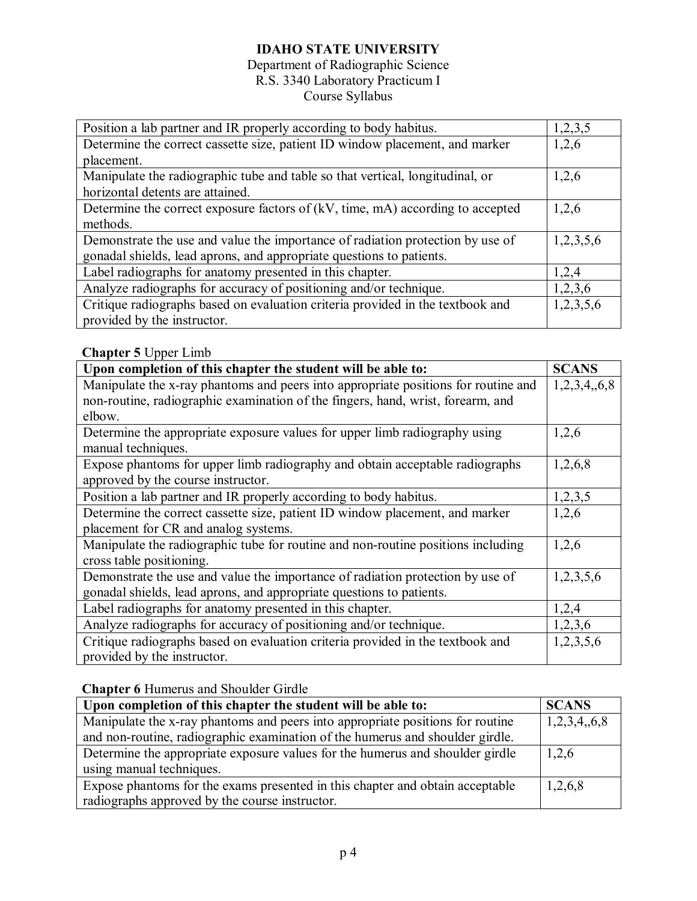**IDAHO STATE UNIVERSITY**
Department of Radiographic Science
R.S. 3340 Laboratory Practicum I
Course Syllabus

| | |
|---|---|
| Position a lab partner and IR properly according to body habitus. | 1,2,3,5 |
| Determine the correct cassette size, patient ID window placement, and marker placement. | 1,2,6 |
| Manipulate the radiographic tube and table so that vertical, longitudinal, or horizontal detents are attained. | 1,2,6 |
| Determine the correct exposure factors of (kV, time, mA) according to accepted methods. | 1,2,6 |
| Demonstrate the use and value the importance of radiation protection by use of gonadal shields, lead aprons, and appropriate questions to patients. | 1,2,3,5,6 |
| Label radiographs for anatomy presented in this chapter. | 1,2,4 |
| Analyze radiographs for accuracy of positioning and/or technique. | 1,2,3,6 |
| Critique radiographs based on evaluation criteria provided in the textbook and provided by the instructor. | 1,2,3,5,6 |

**Chapter 5** Upper Limb

| Upon completion of this chapter the student will be able to: | SCANS |
|---|---|
| Manipulate the x-ray phantoms and peers into appropriate positions for routine and non-routine, radiographic examination of the fingers, hand, wrist, forearm, and elbow. | 1,2,3,4,,6,8 |
| Determine the appropriate exposure values for upper limb radiography using manual techniques. | 1,2,6 |
| Expose phantoms for upper limb radiography and obtain acceptable radiographs approved by the course instructor. | 1,2,6,8 |
| Position a lab partner and IR properly according to body habitus. | 1,2,3,5 |
| Determine the correct cassette size, patient ID window placement, and marker placement for CR and analog systems. | 1,2,6 |
| Manipulate the radiographic tube for routine and non-routine positions including cross table positioning. | 1,2,6 |
| Demonstrate the use and value the importance of radiation protection by use of gonadal shields, lead aprons, and appropriate questions to patients. | 1,2,3,5,6 |
| Label radiographs for anatomy presented in this chapter. | 1,2,4 |
| Analyze radiographs for accuracy of positioning and/or technique. | 1,2,3,6 |
| Critique radiographs based on evaluation criteria provided in the textbook and provided by the instructor. | 1,2,3,5,6 |

**Chapter 6** Humerus and Shoulder Girdle

| Upon completion of this chapter the student will be able to: | SCANS |
|---|---|
| Manipulate the x-ray phantoms and peers into appropriate positions for routine and non-routine, radiographic examination of the humerus and shoulder girdle. | 1,2,3,4,,6,8 |
| Determine the appropriate exposure values for the humerus and shoulder girdle using manual techniques. | 1,2,6 |
| Expose phantoms for the exams presented in this chapter and obtain acceptable radiographs approved by the course instructor. | 1,2,6,8 |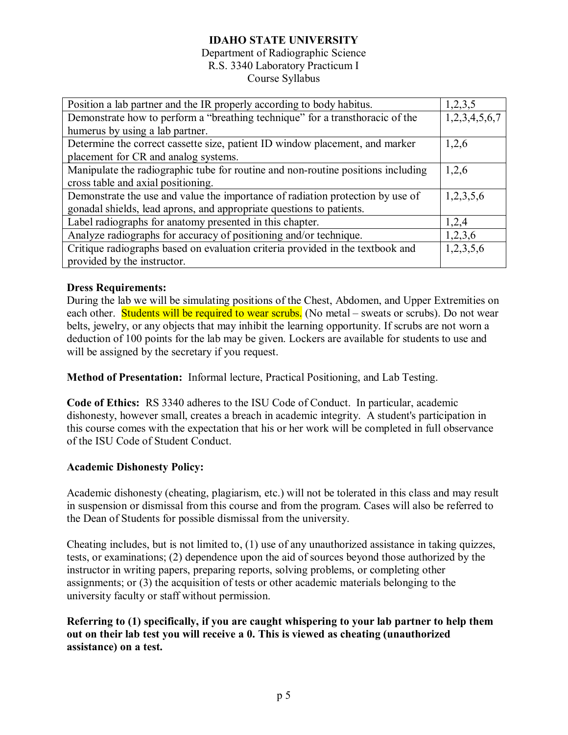| | |
|---|---|
| Position a lab partner and the IR properly according to body habitus. | 1,2,3,5 |
| Demonstrate how to perform a "breathing technique" for a transthoracic of the humerus by using a lab partner. | 1,2,3,4,5,6,7 |
| Determine the correct cassette size, patient ID window placement, and marker placement for CR and analog systems. | 1,2,6 |
| Manipulate the radiographic tube for routine and non-routine positions including cross table and axial positioning. | 1,2,6 |
| Demonstrate the use and value the importance of radiation protection by use of gonadal shields, lead aprons, and appropriate questions to patients. | 1,2,3,5,6 |
| Label radiographs for anatomy presented in this chapter. | 1,2,4 |
| Analyze radiographs for accuracy of positioning and/or technique. | 1,2,3,6 |
| Critique radiographs based on evaluation criteria provided in the textbook and provided by the instructor. | 1,2,3,5,6 |

**Dress Requirements:**
During the lab we will be simulating positions of the Chest, Abdomen, and Upper Extremities on each other. Students will be required to wear scrubs. (No metal – sweats or scrubs). Do not wear belts, jewelry, or any objects that may inhibit the learning opportunity. If scrubs are not worn a deduction of 100 points for the lab may be given. Lockers are available for students to use and will be assigned by the secretary if you request.

**Method of Presentation:** Informal lecture, Practical Positioning, and Lab Testing.

**Code of Ethics:** RS 3340 adheres to the ISU Code of Conduct. In particular, academic dishonesty, however small, creates a breach in academic integrity. A student's participation in this course comes with the expectation that his or her work will be completed in full observance of the ISU Code of Student Conduct.

**Academic Dishonesty Policy:**

Academic dishonesty (cheating, plagiarism, etc.) will not be tolerated in this class and may result in suspension or dismissal from this course and from the program. Cases will also be referred to the Dean of Students for possible dismissal from the university.

Cheating includes, but is not limited to, (1) use of any unauthorized assistance in taking quizzes, tests, or examinations; (2) dependence upon the aid of sources beyond those authorized by the instructor in writing papers, preparing reports, solving problems, or completing other assignments; or (3) the acquisition of tests or other academic materials belonging to the university faculty or staff without permission.

**Referring to (1) specifically, if you are caught whispering to your lab partner to help them out on their lab test you will receive a 0. This is viewed as cheating (unauthorized assistance) on a test.**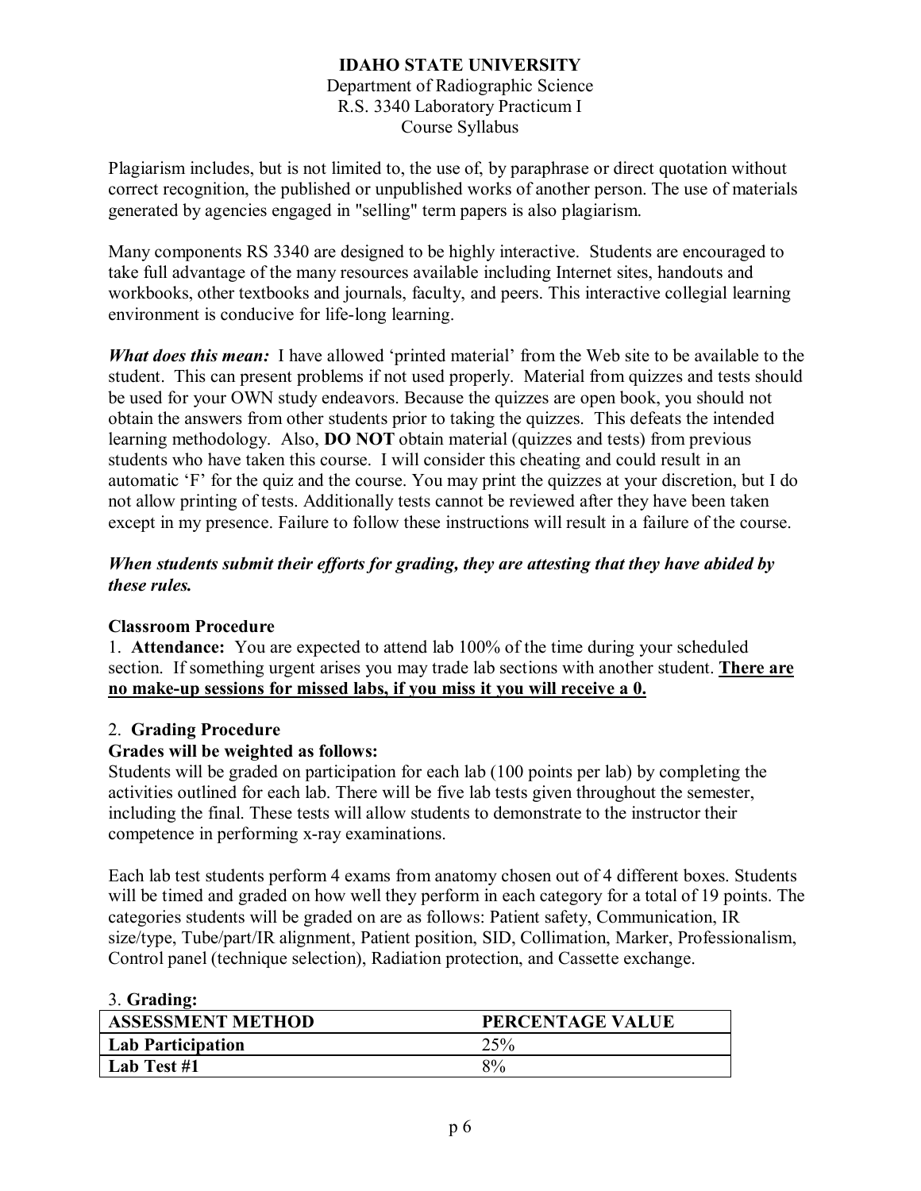Plagiarism includes, but is not limited to, the use of, by paraphrase or direct quotation without correct recognition, the published or unpublished works of another person. The use of materials generated by agencies engaged in "selling" term papers is also plagiarism.

Many components RS 3340 are designed to be highly interactive. Students are encouraged to take full advantage of the many resources available including Internet sites, handouts and workbooks, other textbooks and journals, faculty, and peers. This interactive collegial learning environment is conducive for life-long learning.

***What does this mean:*** I have allowed 'printed material' from the Web site to be available to the student. This can present problems if not used properly. Material from quizzes and tests should be used for your OWN study endeavors. Because the quizzes are open book, you should not obtain the answers from other students prior to taking the quizzes. This defeats the intended learning methodology. Also, **DO NOT** obtain material (quizzes and tests) from previous students who have taken this course. I will consider this cheating and could result in an automatic 'F' for the quiz and the course. You may print the quizzes at your discretion, but I do not allow printing of tests. Additionally tests cannot be reviewed after they have been taken except in my presence. Failure to follow these instructions will result in a failure of the course.

***When students submit their efforts for grading, they are attesting that they have abided by these rules.***

**Classroom Procedure**

1. **Attendance:** You are expected to attend lab 100% of the time during your scheduled section. If something urgent arises you may trade lab sections with another student. **There are no make-up sessions for missed labs, if you miss it you will receive a 0.**

2. **Grading Procedure**

**Grades will be weighted as follows:**

Students will be graded on participation for each lab (100 points per lab) by completing the activities outlined for each lab. There will be five lab tests given throughout the semester, including the final. These tests will allow students to demonstrate to the instructor their competence in performing x-ray examinations.

Each lab test students perform 4 exams from anatomy chosen out of 4 different boxes. Students will be timed and graded on how well they perform in each category for a total of 19 points. The categories students will be graded on are as follows: Patient safety, Communication, IR size/type, Tube/part/IR alignment, Patient position, SID, Collimation, Marker, Professionalism, Control panel (technique selection), Radiation protection, and Cassette exchange.

3. **Grading:**

| ASSESSMENT METHOD | PERCENTAGE VALUE |
|---|---|
| **Lab Participation** | 25% |
| **Lab Test #1** | 8% |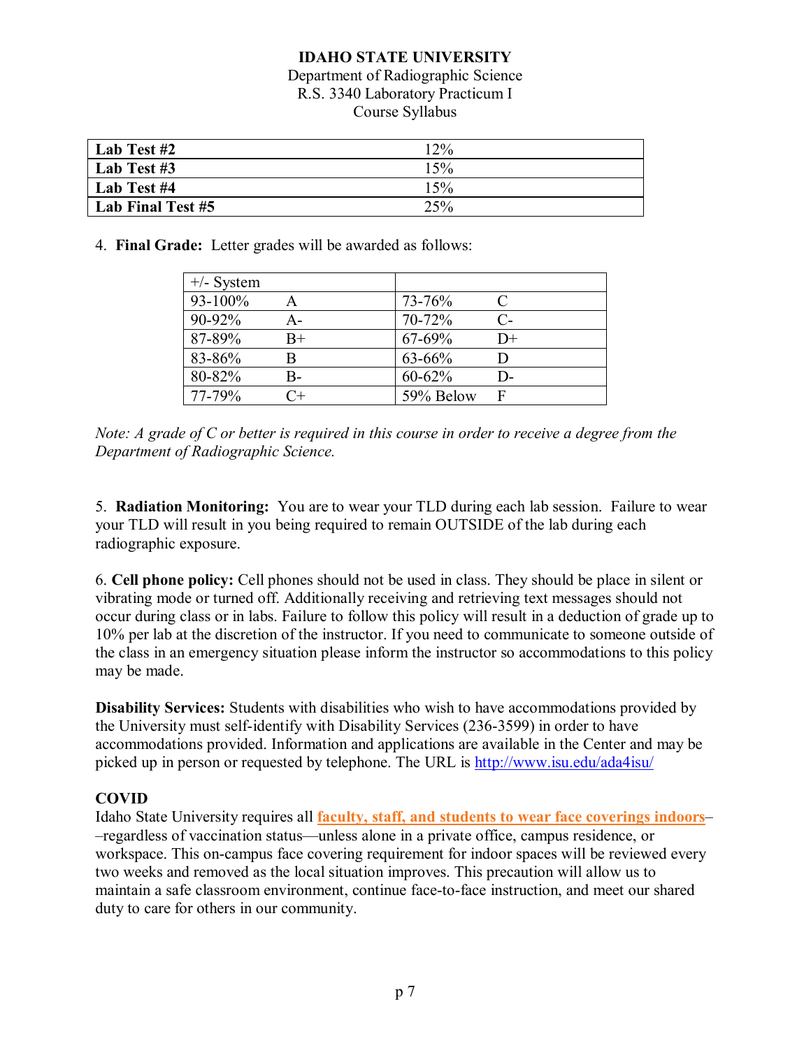**IDAHO STATE UNIVERSITY**
Department of Radiographic Science
R.S. 3340 Laboratory Practicum I
Course Syllabus

| | |
|---|---|
| **Lab Test #2** | 12% |
| **Lab Test #3** | 15% |
| **Lab Test #4** | 15% |
| **Lab Final Test #5** | 25% |

4. **Final Grade:** Letter grades will be awarded as follows:

| +/- System | | | |
|---|---|---|---|
| 93-100% | A | 73-76% | C |
| 90-92% | A- | 70-72% | C- |
| 87-89% | B+ | 67-69% | D+ |
| 83-86% | B | 63-66% | D |
| 80-82% | B- | 60-62% | D- |
| 77-79% | C+ | 59% Below | F |

*Note: A grade of C or better is required in this course in order to receive a degree from the Department of Radiographic Science.*

5. **Radiation Monitoring:** You are to wear your TLD during each lab session. Failure to wear your TLD will result in you being required to remain OUTSIDE of the lab during each radiographic exposure.

6. **Cell phone policy:** Cell phones should not be used in class. They should be place in silent or vibrating mode or turned off. Additionally receiving and retrieving text messages should not occur during class or in labs. Failure to follow this policy will result in a deduction of grade up to 10% per lab at the discretion of the instructor. If you need to communicate to someone outside of the class in an emergency situation please inform the instructor so accommodations to this policy may be made.

**Disability Services:** Students with disabilities who wish to have accommodations provided by the University must self-identify with Disability Services (236-3599) in order to have accommodations provided. Information and applications are available in the Center and may be picked up in person or requested by telephone. The URL is http://www.isu.edu/ada4isu/

**COVID**
Idaho State University requires all **faculty, staff, and students to wear face coverings indoors**––regardless of vaccination status—unless alone in a private office, campus residence, or workspace. This on-campus face covering requirement for indoor spaces will be reviewed every two weeks and removed as the local situation improves. This precaution will allow us to maintain a safe classroom environment, continue face-to-face instruction, and meet our shared duty to care for others in our community.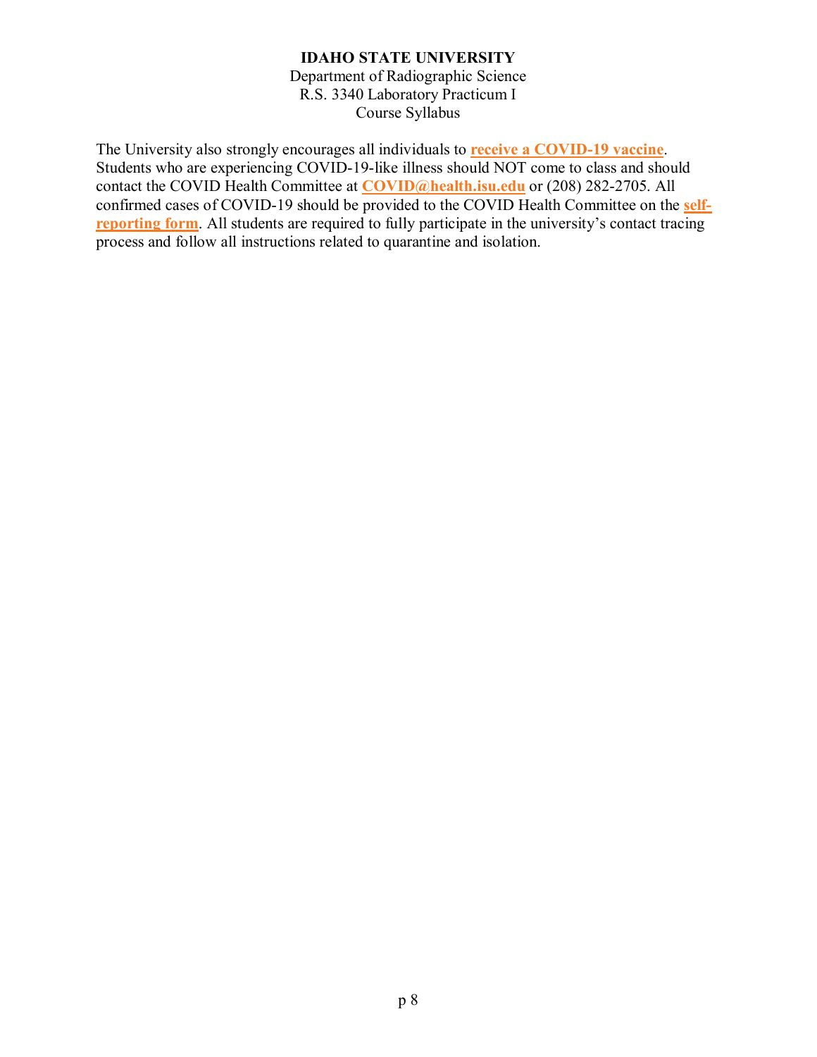The University also strongly encourages all individuals to **receive a COVID-19 vaccine**. Students who are experiencing COVID-19-like illness should NOT come to class and should contact the COVID Health Committee at **COVID@health.isu.edu** or (208) 282-2705. All confirmed cases of COVID-19 should be provided to the COVID Health Committee on the **self-reporting form**. All students are required to fully participate in the university's contact tracing process and follow all instructions related to quarantine and isolation.